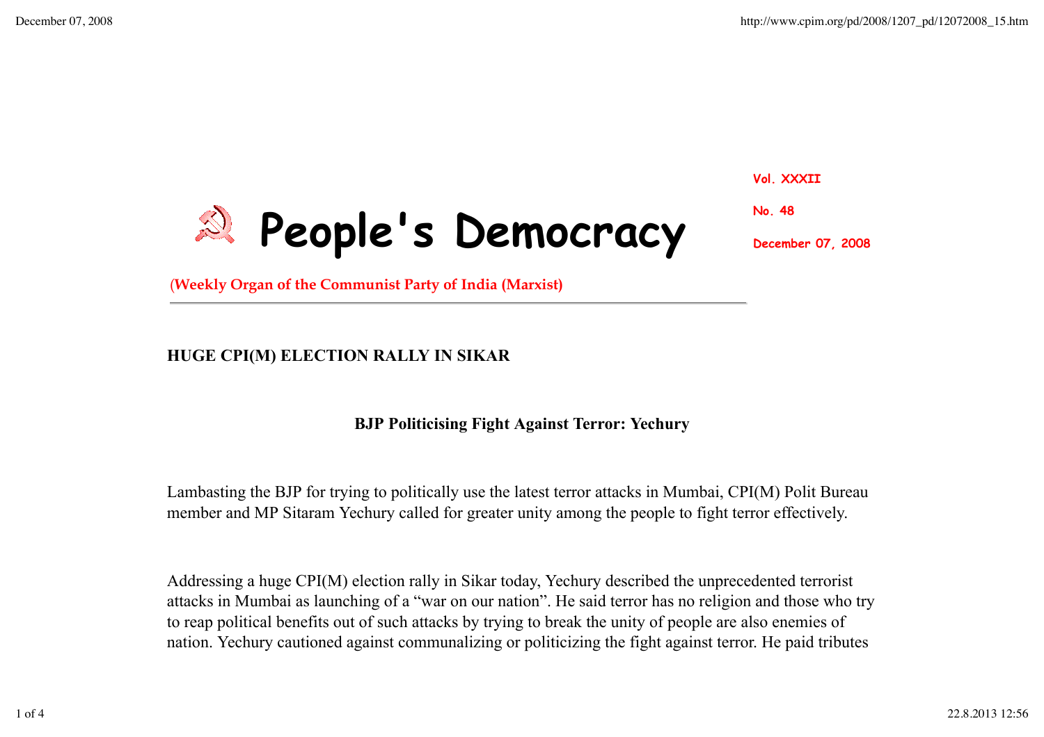# People's Democracy

(Weekly Organ of the Communist Party of India (Marxist)

Vol. XXXII

No. 48

December 07, 2008

---

## HUGE CPI(M) ELECTION RALLY IN SIKAR

### BJP Politicising Fight Against Terror: Yechury

Lambasting the BJP for trying to politically use the latest terror attacks in Mumbai, CPI(M) Polit Bureau member and MP Sitaram Yechury called for greater unity among the people to fight terror effectively.

Addressing a huge CPI(M) election rally in Sikar today, Yechury described the unprecedented terrorist attacks in Mumbai as launching of a "war on our nation". He said terror has no religion and those who try to reap political benefits out of such attacks by trying to break the unity of people are also enemies of nation. Yechury cautioned against communalizing or politicizing the fight against terror. He paid tributes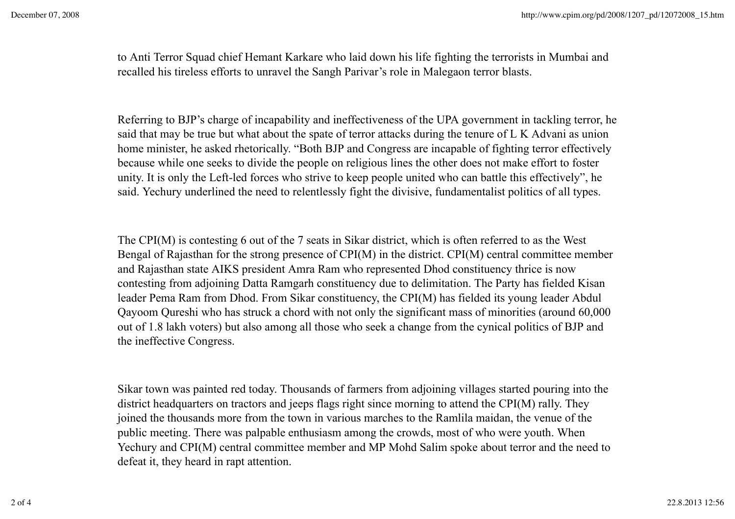to Anti Terror Squad chief Hemant Karkare who laid down his life fighting the terrorists in Mumbai and recalled his tireless efforts to unravel the Sangh Parivar's role in Malegaon terror blasts.

Referring to BJP's charge of incapability and ineffectiveness of the UPA government in tackling terror, he said that may be true but what about the spate of terror attacks during the tenure of L K Advani as union home minister, he asked rhetorically. "Both BJP and Congress are incapable of fighting terror effectively because while one seeks to divide the people on religious lines the other does not make effort to foster unity. It is only the Left-led forces who strive to keep people united who can battle this effectively", he said. Yechury underlined the need to relentlessly fight the divisive, fundamentalist politics of all types.

The CPI(M) is contesting 6 out of the 7 seats in Sikar district, which is often referred to as the West Bengal of Rajasthan for the strong presence of CPI(M) in the district. CPI(M) central committee member and Rajasthan state AIKS president Amra Ram who represented Dhod constituency thrice is now contesting from adjoining Datta Ramgarh constituency due to delimitation. The Party has fielded Kisan leader Pema Ram from Dhod. From Sikar constituency, the CPI(M) has fielded its young leader Abdul Qayoom Qureshi who has struck a chord with not only the significant mass of minorities (around 60,000 out of 1.8 lakh voters) but also among all those who seek a change from the cynical politics of BJP and the ineffective Congress.

Sikar town was painted red today. Thousands of farmers from adjoining villages started pouring into the district headquarters on tractors and jeeps flags right since morning to attend the CPI(M) rally. They joined the thousands more from the town in various marches to the Ramlila maidan, the venue of the public meeting. There was palpable enthusiasm among the crowds, most of who were youth. When Yechury and CPI(M) central committee member and MP Mohd Salim spoke about terror and the need to defeat it, they heard in rapt attention.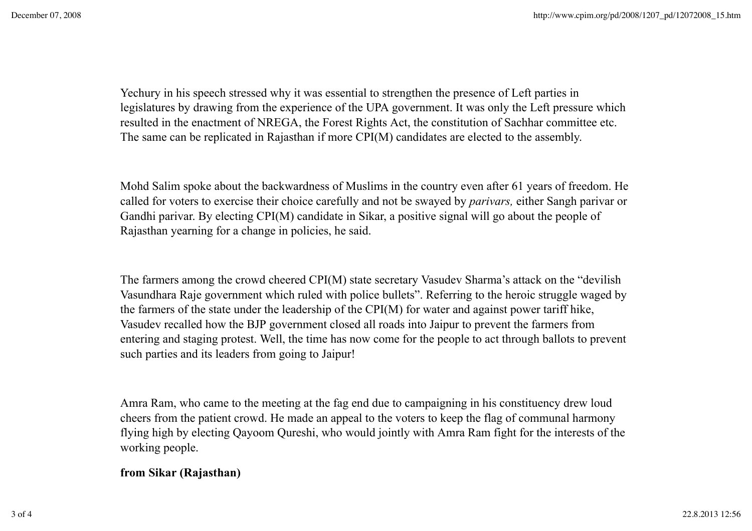Yechury in his speech stressed why it was essential to strengthen the presence of Left parties in legislatures by drawing from the experience of the UPA government. It was only the Left pressure which resulted in the enactment of NREGA, the Forest Rights Act, the constitution of Sachhar committee etc. The same can be replicated in Rajasthan if more CPI(M) candidates are elected to the assembly.

Mohd Salim spoke about the backwardness of Muslims in the country even after 61 years of freedom. He called for voters to exercise their choice carefully and not be swayed by *parivars,* either Sangh parivar or Gandhi parivar. By electing CPI(M) candidate in Sikar, a positive signal will go about the people of Rajasthan yearning for a change in policies, he said.

The farmers among the crowd cheered CPI(M) state secretary Vasudev Sharma's attack on the "devilish Vasundhara Raje government which ruled with police bullets". Referring to the heroic struggle waged by the farmers of the state under the leadership of the CPI(M) for water and against power tariff hike, Vasudev recalled how the BJP government closed all roads into Jaipur to prevent the farmers from entering and staging protest. Well, the time has now come for the people to act through ballots to prevent such parties and its leaders from going to Jaipur!

Amra Ram, who came to the meeting at the fag end due to campaigning in his constituency drew loud cheers from the patient crowd. He made an appeal to the voters to keep the flag of communal harmony flying high by electing Qayoom Qureshi, who would jointly with Amra Ram fight for the interests of the working people.

**from Sikar (Rajasthan)**